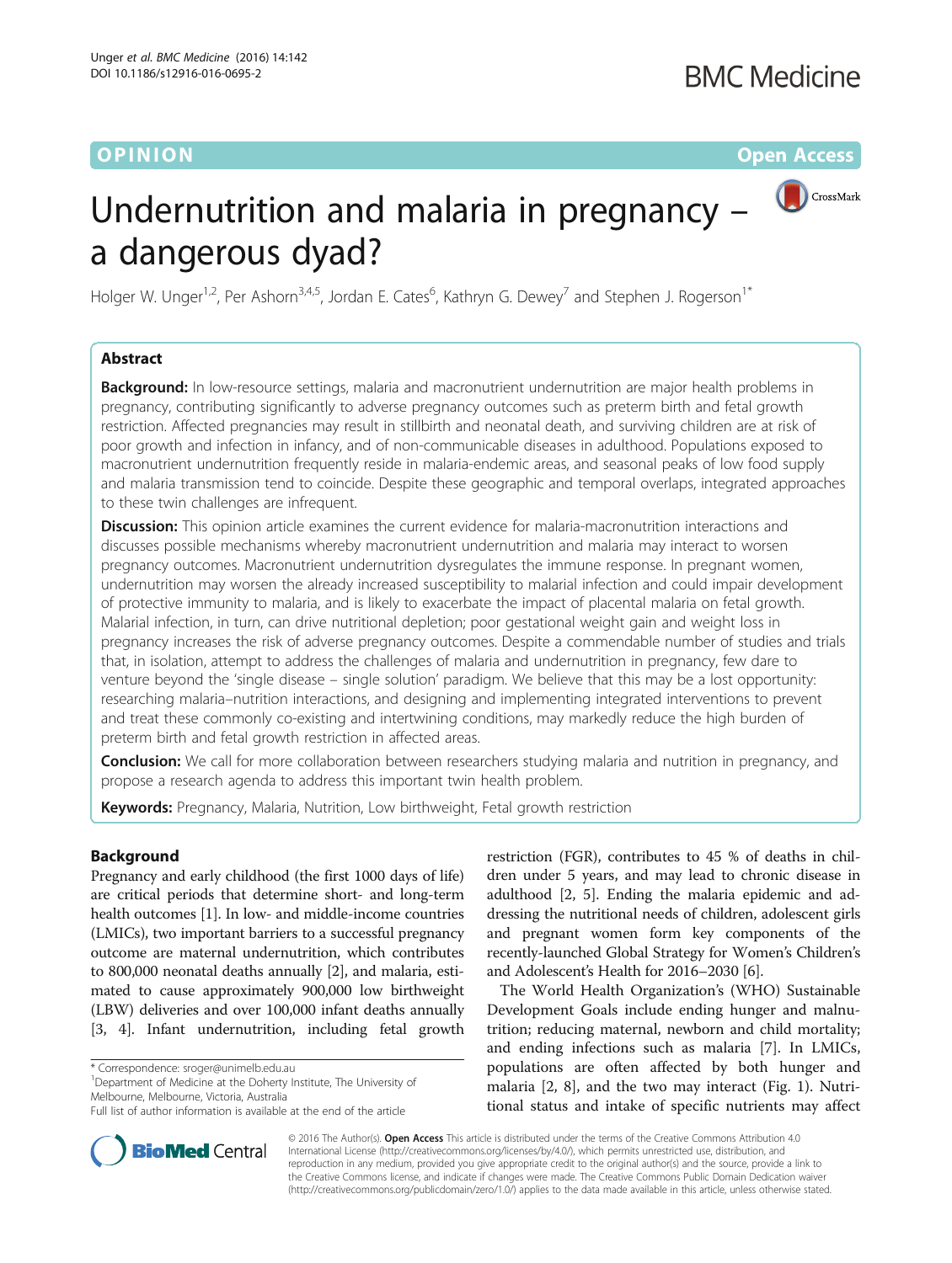OPINION Open Access

# Undernutrition and malaria in pregnancy – a dangerous dyad?

Holger W. Unger[1,2], Per Ashorn[3,4,5], Jordan E. Cates[6], Kathryn G. Dewey[7] and Stephen J. Rogerson[1*]

## Abstract

**Background:** In low-resource settings, malaria and macronutrient undernutrition are major health problems in pregnancy, contributing significantly to adverse pregnancy outcomes such as preterm birth and fetal growth restriction. Affected pregnancies may result in stillbirth and neonatal death, and surviving children are at risk of poor growth and infection in infancy, and of non-communicable diseases in adulthood. Populations exposed to macronutrient undernutrition frequently reside in malaria-endemic areas, and seasonal peaks of low food supply and malaria transmission tend to coincide. Despite these geographic and temporal overlaps, integrated approaches to these twin challenges are infrequent.

**Discussion:** This opinion article examines the current evidence for malaria-macronutrition interactions and discusses possible mechanisms whereby macronutrient undernutrition and malaria may interact to worsen pregnancy outcomes. Macronutrient undernutrition dysregulates the immune response. In pregnant women, undernutrition may worsen the already increased susceptibility to malarial infection and could impair development of protective immunity to malaria, and is likely to exacerbate the impact of placental malaria on fetal growth. Malarial infection, in turn, can drive nutritional depletion; poor gestational weight gain and weight loss in pregnancy increases the risk of adverse pregnancy outcomes. Despite a commendable number of studies and trials that, in isolation, attempt to address the challenges of malaria and undernutrition in pregnancy, few dare to venture beyond the 'single disease – single solution' paradigm. We believe that this may be a lost opportunity: researching malaria–nutrition interactions, and designing and implementing integrated interventions to prevent and treat these commonly co-existing and intertwining conditions, may markedly reduce the high burden of preterm birth and fetal growth restriction in affected areas.

**Conclusion:** We call for more collaboration between researchers studying malaria and nutrition in pregnancy, and propose a research agenda to address this important twin health problem.

**Keywords:** Pregnancy, Malaria, Nutrition, Low birthweight, Fetal growth restriction

## Background

Pregnancy and early childhood (the first 1000 days of life) are critical periods that determine short- and long-term health outcomes [1]. In low- and middle-income countries (LMICs), two important barriers to a successful pregnancy outcome are maternal undernutrition, which contributes to 800,000 neonatal deaths annually [2], and malaria, estimated to cause approximately 900,000 low birthweight (LBW) deliveries and over 100,000 infant deaths annually [3, 4]. Infant undernutrition, including fetal growth restriction (FGR), contributes to 45 % of deaths in children under 5 years, and may lead to chronic disease in adulthood [2, 5]. Ending the malaria epidemic and addressing the nutritional needs of children, adolescent girls and pregnant women form key components of the recently-launched Global Strategy for Women's Children's and Adolescent's Health for 2016–2030 [6].

The World Health Organization's (WHO) Sustainable Development Goals include ending hunger and malnutrition; reducing maternal, newborn and child mortality; and ending infections such as malaria [7]. In LMICs, populations are often affected by both hunger and malaria [2, 8], and the two may interact (Fig. 1). Nutritional status and intake of specific nutrients may affect

* Correspondence: sroger@unimelb.edu.au
[1]Department of Medicine at the Doherty Institute, The University of Melbourne, Melbourne, Victoria, Australia
Full list of author information is available at the end of the article

© 2016 The Author(s). **Open Access** This article is distributed under the terms of the Creative Commons Attribution 4.0 International License (http://creativecommons.org/licenses/by/4.0/), which permits unrestricted use, distribution, and reproduction in any medium, provided you give appropriate credit to the original author(s) and the source, provide a link to the Creative Commons license, and indicate if changes were made. The Creative Commons Public Domain Dedication waiver (http://creativecommons.org/publicdomain/zero/1.0/) applies to the data made available in this article, unless otherwise stated.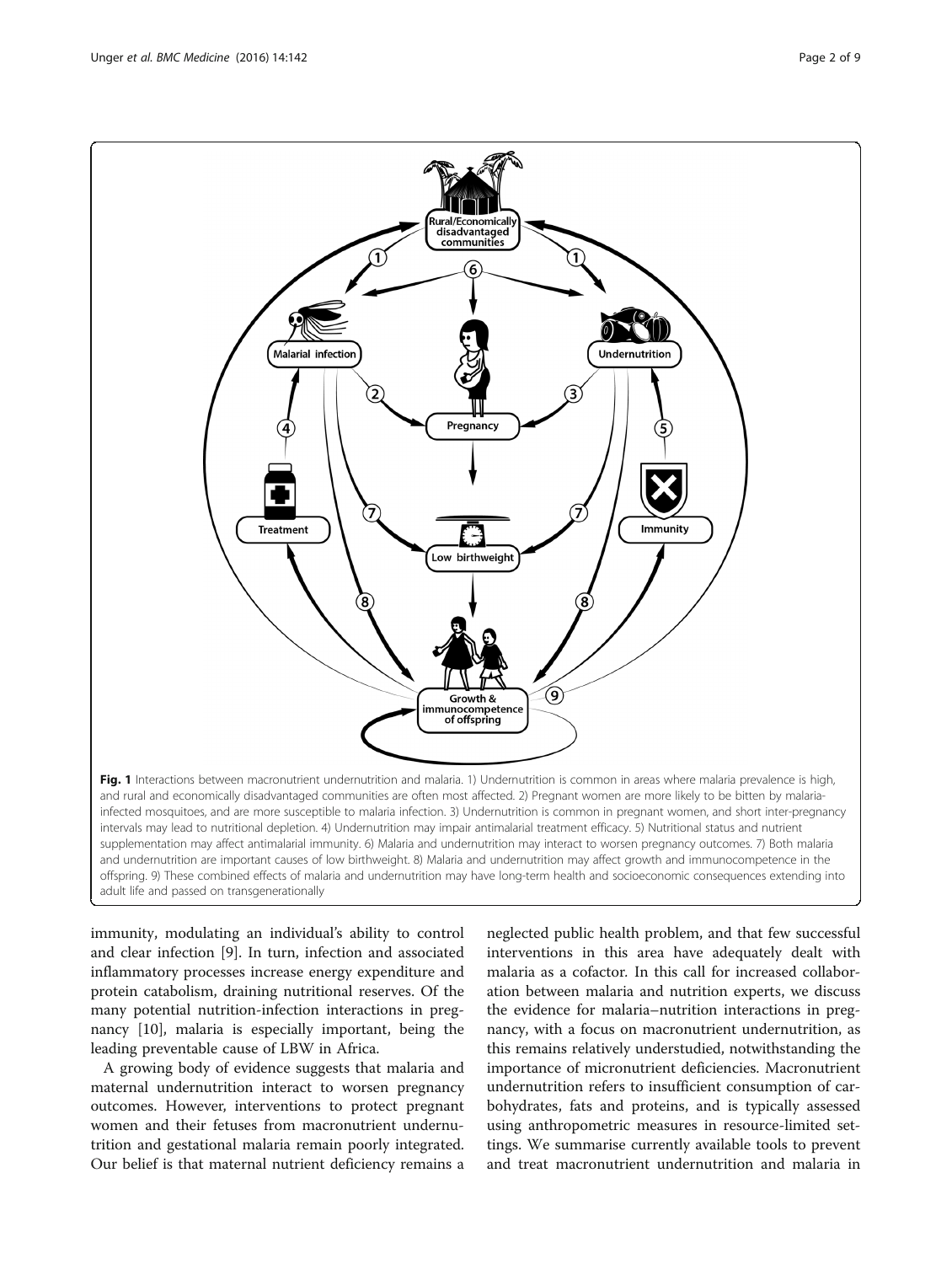Fig. 1 Interactions between macronutrient undernutrition and malaria. 1) Undernutrition is common in areas where malaria prevalence is high, and rural and economically disadvantaged communities are often most affected. 2) Pregnant women are more likely to be bitten by malaria-infected mosquitoes, and are more susceptible to malaria infection. 3) Undernutrition is common in pregnant women, and short inter-pregnancy intervals may lead to nutritional depletion. 4) Undernutrition may impair antimalarial treatment efficacy. 5) Nutritional status and nutrient supplementation may affect antimalarial immunity. 6) Malaria and undernutrition may interact to worsen pregnancy outcomes. 7) Both malaria and undernutrition are important causes of low birthweight. 8) Malaria and undernutrition may affect growth and immunocompetence in the offspring. 9) These combined effects of malaria and undernutrition may have long-term health and socioeconomic consequences extending into adult life and passed on transgenerationally

immunity, modulating an individual's ability to control and clear infection [9]. In turn, infection and associated inflammatory processes increase energy expenditure and protein catabolism, draining nutritional reserves. Of the many potential nutrition-infection interactions in pregnancy [10], malaria is especially important, being the leading preventable cause of LBW in Africa.

A growing body of evidence suggests that malaria and maternal undernutrition interact to worsen pregnancy outcomes. However, interventions to protect pregnant women and their fetuses from macronutrient undernutrition and gestational malaria remain poorly integrated. Our belief is that maternal nutrient deficiency remains a neglected public health problem, and that few successful interventions in this area have adequately dealt with malaria as a cofactor. In this call for increased collaboration between malaria and nutrition experts, we discuss the evidence for malaria–nutrition interactions in pregnancy, with a focus on macronutrient undernutrition, as this remains relatively understudied, notwithstanding the importance of micronutrient deficiencies. Macronutrient undernutrition refers to insufficient consumption of carbohydrates, fats and proteins, and is typically assessed using anthropometric measures in resource-limited settings. We summarise currently available tools to prevent and treat macronutrient undernutrition and malaria in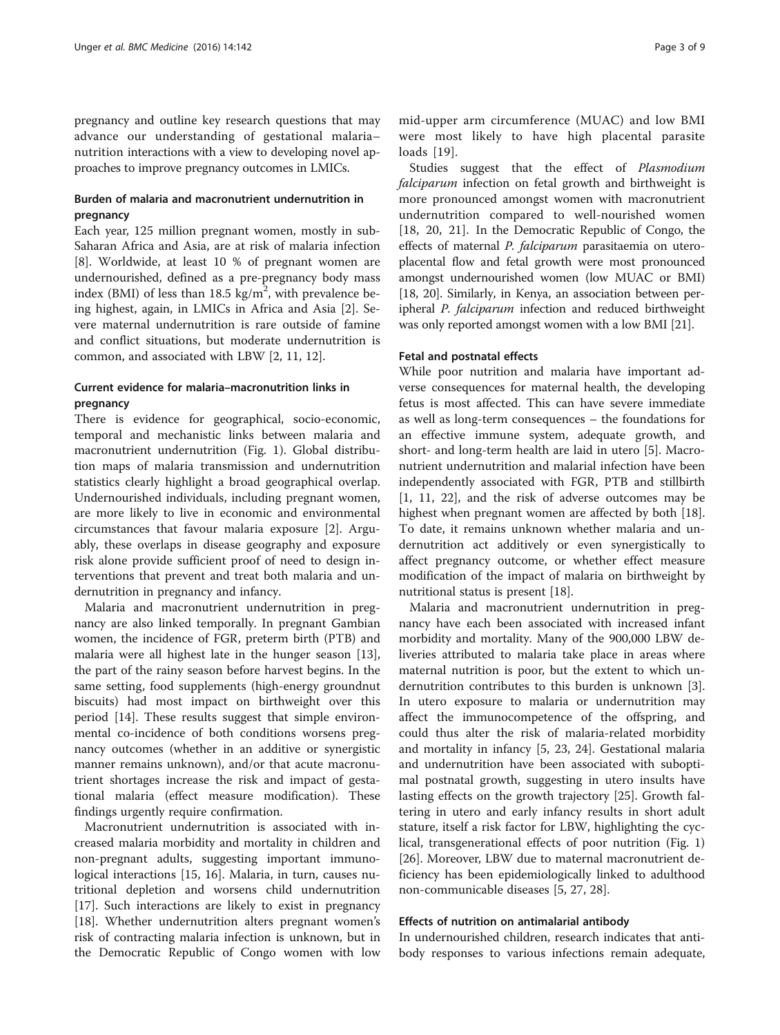pregnancy and outline key research questions that may advance our understanding of gestational malaria–nutrition interactions with a view to developing novel approaches to improve pregnancy outcomes in LMICs.

## Burden of malaria and macronutrient undernutrition in pregnancy

Each year, 125 million pregnant women, mostly in sub-Saharan Africa and Asia, are at risk of malaria infection [8]. Worldwide, at least 10 % of pregnant women are undernourished, defined as a pre-pregnancy body mass index (BMI) of less than 18.5 kg/m$^2$, with prevalence being highest, again, in LMICs in Africa and Asia [2]. Severe maternal undernutrition is rare outside of famine and conflict situations, but moderate undernutrition is common, and associated with LBW [2, 11, 12].

## Current evidence for malaria–macronutrition links in pregnancy

There is evidence for geographical, socio-economic, temporal and mechanistic links between malaria and macronutrient undernutrition (Fig. 1). Global distribution maps of malaria transmission and undernutrition statistics clearly highlight a broad geographical overlap. Undernourished individuals, including pregnant women, are more likely to live in economic and environmental circumstances that favour malaria exposure [2]. Arguably, these overlaps in disease geography and exposure risk alone provide sufficient proof of need to design interventions that prevent and treat both malaria and undernutrition in pregnancy and infancy.

Malaria and macronutrient undernutrition in pregnancy are also linked temporally. In pregnant Gambian women, the incidence of FGR, preterm birth (PTB) and malaria were all highest late in the hunger season [13], the part of the rainy season before harvest begins. In the same setting, food supplements (high-energy groundnut biscuits) had most impact on birthweight over this period [14]. These results suggest that simple environmental co-incidence of both conditions worsens pregnancy outcomes (whether in an additive or synergistic manner remains unknown), and/or that acute macronutrient shortages increase the risk and impact of gestational malaria (effect measure modification). These findings urgently require confirmation.

Macronutrient undernutrition is associated with increased malaria morbidity and mortality in children and non-pregnant adults, suggesting important immunological interactions [15, 16]. Malaria, in turn, causes nutritional depletion and worsens child undernutrition [17]. Such interactions are likely to exist in pregnancy [18]. Whether undernutrition alters pregnant women's risk of contracting malaria infection is unknown, but in the Democratic Republic of Congo women with low mid-upper arm circumference (MUAC) and low BMI were most likely to have high placental parasite loads [19].

Studies suggest that the effect of *Plasmodium falciparum* infection on fetal growth and birthweight is more pronounced amongst women with macronutrient undernutrition compared to well-nourished women [18, 20, 21]. In the Democratic Republic of Congo, the effects of maternal *P. falciparum* parasitaemia on utero-placental flow and fetal growth were most pronounced amongst undernourished women (low MUAC or BMI) [18, 20]. Similarly, in Kenya, an association between peripheral *P. falciparum* infection and reduced birthweight was only reported amongst women with a low BMI [21].

### Fetal and postnatal effects

While poor nutrition and malaria have important adverse consequences for maternal health, the developing fetus is most affected. This can have severe immediate as well as long-term consequences – the foundations for an effective immune system, adequate growth, and short- and long-term health are laid in utero [5]. Macronutrient undernutrition and malarial infection have been independently associated with FGR, PTB and stillbirth [1, 11, 22], and the risk of adverse outcomes may be highest when pregnant women are affected by both [18]. To date, it remains unknown whether malaria and undernutrition act additively or even synergistically to affect pregnancy outcome, or whether effect measure modification of the impact of malaria on birthweight by nutritional status is present [18].

Malaria and macronutrient undernutrition in pregnancy have each been associated with increased infant morbidity and mortality. Many of the 900,000 LBW deliveries attributed to malaria take place in areas where maternal nutrition is poor, but the extent to which undernutrition contributes to this burden is unknown [3]. In utero exposure to malaria or undernutrition may affect the immunocompetence of the offspring, and could thus alter the risk of malaria-related morbidity and mortality in infancy [5, 23, 24]. Gestational malaria and undernutrition have been associated with suboptimal postnatal growth, suggesting in utero insults have lasting effects on the growth trajectory [25]. Growth faltering in utero and early infancy results in short adult stature, itself a risk factor for LBW, highlighting the cyclical, transgenerational effects of poor nutrition (Fig. 1) [26]. Moreover, LBW due to maternal macronutrient deficiency has been epidemiologically linked to adulthood non-communicable diseases [5, 27, 28].

### Effects of nutrition on antimalarial antibody

In undernourished children, research indicates that antibody responses to various infections remain adequate,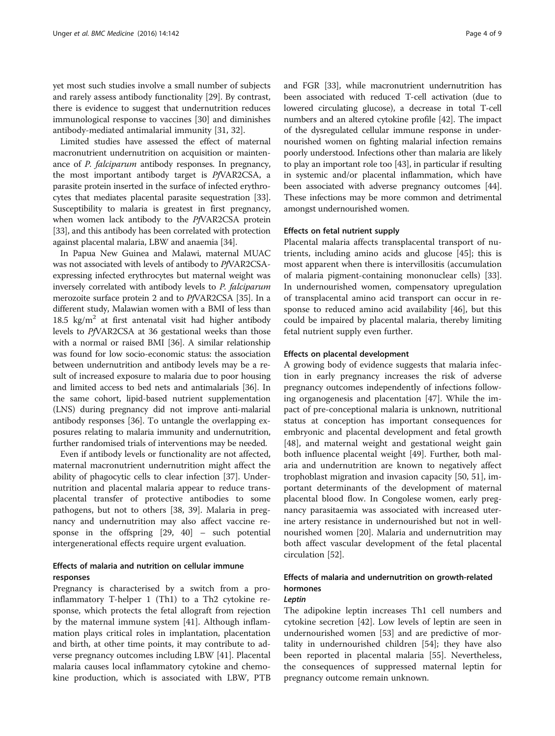yet most such studies involve a small number of subjects and rarely assess antibody functionality [29]. By contrast, there is evidence to suggest that undernutrition reduces immunological response to vaccines [30] and diminishes antibody-mediated antimalarial immunity [31, 32].

Limited studies have assessed the effect of maternal macronutrient undernutrition on acquisition or maintenance of *P. falciparum* antibody responses. In pregnancy, the most important antibody target is *Pf*VAR2CSA, a parasite protein inserted in the surface of infected erythrocytes that mediates placental parasite sequestration [33]. Susceptibility to malaria is greatest in first pregnancy, when women lack antibody to the *Pf*VAR2CSA protein [33], and this antibody has been correlated with protection against placental malaria, LBW and anaemia [34].

In Papua New Guinea and Malawi, maternal MUAC was not associated with levels of antibody to *Pf*VAR2CSA-expressing infected erythrocytes but maternal weight was inversely correlated with antibody levels to *P. falciparum* merozoite surface protein 2 and to *Pf*VAR2CSA [35]. In a different study, Malawian women with a BMI of less than 18.5 kg/m$^2$ at first antenatal visit had higher antibody levels to *Pf*VAR2CSA at 36 gestational weeks than those with a normal or raised BMI [36]. A similar relationship was found for low socio-economic status: the association between undernutrition and antibody levels may be a result of increased exposure to malaria due to poor housing and limited access to bed nets and antimalarials [36]. In the same cohort, lipid-based nutrient supplementation (LNS) during pregnancy did not improve anti-malarial antibody responses [36]. To untangle the overlapping exposures relating to malaria immunity and undernutrition, further randomised trials of interventions may be needed.

Even if antibody levels or functionality are not affected, maternal macronutrient undernutrition might affect the ability of phagocytic cells to clear infection [37]. Undernutrition and placental malaria appear to reduce transplacental transfer of protective antibodies to some pathogens, but not to others [38, 39]. Malaria in pregnancy and undernutrition may also affect vaccine response in the offspring [29, 40] – such potential intergenerational effects require urgent evaluation.

### Effects of malaria and nutrition on cellular immune responses

Pregnancy is characterised by a switch from a pro-inflammatory T-helper 1 (Th1) to a Th2 cytokine response, which protects the fetal allograft from rejection by the maternal immune system [41]. Although inflammation plays critical roles in implantation, placentation and birth, at other time points, it may contribute to adverse pregnancy outcomes including LBW [41]. Placental malaria causes local inflammatory cytokine and chemokine production, which is associated with LBW, PTB and FGR [33], while macronutrient undernutrition has been associated with reduced T-cell activation (due to lowered circulating glucose), a decrease in total T-cell numbers and an altered cytokine profile [42]. The impact of the dysregulated cellular immune response in undernourished women on fighting malarial infection remains poorly understood. Infections other than malaria are likely to play an important role too [43], in particular if resulting in systemic and/or placental inflammation, which have been associated with adverse pregnancy outcomes [44]. These infections may be more common and detrimental amongst undernourished women.

### Effects on fetal nutrient supply

Placental malaria affects transplacental transport of nutrients, including amino acids and glucose [45]; this is most apparent when there is intervillositis (accumulation of malaria pigment-containing mononuclear cells) [33]. In undernourished women, compensatory upregulation of transplacental amino acid transport can occur in response to reduced amino acid availability [46], but this could be impaired by placental malaria, thereby limiting fetal nutrient supply even further.

### Effects on placental development

A growing body of evidence suggests that malaria infection in early pregnancy increases the risk of adverse pregnancy outcomes independently of infections following organogenesis and placentation [47]. While the impact of pre-conceptional malaria is unknown, nutritional status at conception has important consequences for embryonic and placental development and fetal growth [48], and maternal weight and gestational weight gain both influence placental weight [49]. Further, both malaria and undernutrition are known to negatively affect trophoblast migration and invasion capacity [50, 51], important determinants of the development of maternal placental blood flow. In Congolese women, early pregnancy parasitaemia was associated with increased uterine artery resistance in undernourished but not in well-nourished women [20]. Malaria and undernutrition may both affect vascular development of the fetal placental circulation [52].

### Effects of malaria and undernutrition on growth-related hormones

#### *Leptin*

The adipokine leptin increases Th1 cell numbers and cytokine secretion [42]. Low levels of leptin are seen in undernourished women [53] and are predictive of mortality in undernourished children [54]; they have also been reported in placental malaria [55]. Nevertheless, the consequences of suppressed maternal leptin for pregnancy outcome remain unknown.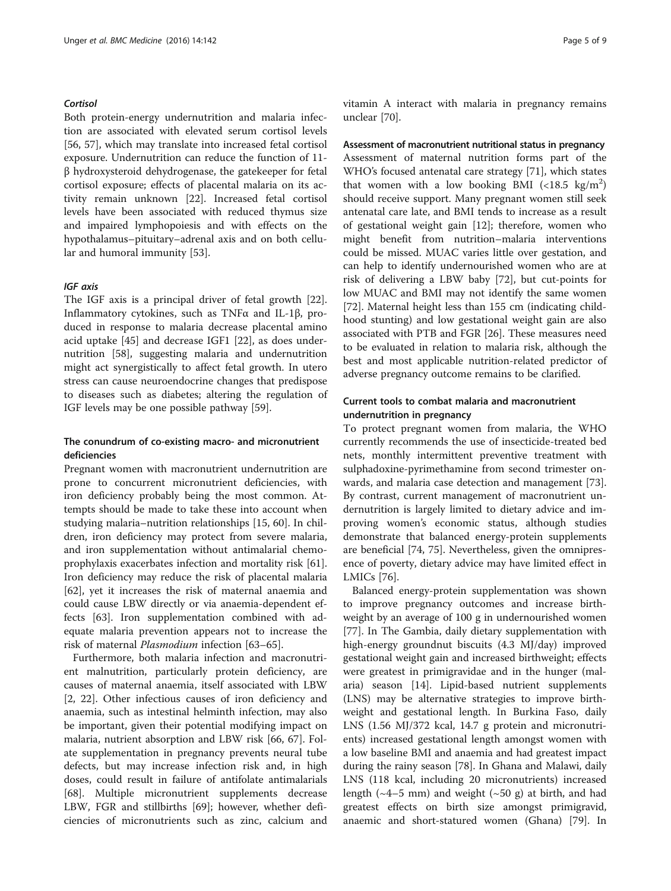### *Cortisol*

Both protein-energy undernutrition and malaria infection are associated with elevated serum cortisol levels [56, 57], which may translate into increased fetal cortisol exposure. Undernutrition can reduce the function of 11-β hydroxysteroid dehydrogenase, the gatekeeper for fetal cortisol exposure; effects of placental malaria on its activity remain unknown [22]. Increased fetal cortisol levels have been associated with reduced thymus size and impaired lymphopoiesis and with effects on the hypothalamus–pituitary–adrenal axis and on both cellular and humoral immunity [53].

### *IGF axis*

The IGF axis is a principal driver of fetal growth [22]. Inflammatory cytokines, such as TNFα and IL-1β, produced in response to malaria decrease placental amino acid uptake [45] and decrease IGF1 [22], as does undernutrition [58], suggesting malaria and undernutrition might act synergistically to affect fetal growth. In utero stress can cause neuroendocrine changes that predispose to diseases such as diabetes; altering the regulation of IGF levels may be one possible pathway [59].

## The conundrum of co-existing macro- and micronutrient deficiencies

Pregnant women with macronutrient undernutrition are prone to concurrent micronutrient deficiencies, with iron deficiency probably being the most common. Attempts should be made to take these into account when studying malaria–nutrition relationships [15, 60]. In children, iron deficiency may protect from severe malaria, and iron supplementation without antimalarial chemoprophylaxis exacerbates infection and mortality risk [61]. Iron deficiency may reduce the risk of placental malaria [62], yet it increases the risk of maternal anaemia and could cause LBW directly or via anaemia-dependent effects [63]. Iron supplementation combined with adequate malaria prevention appears not to increase the risk of maternal *Plasmodium* infection [63–65].

Furthermore, both malaria infection and macronutrient malnutrition, particularly protein deficiency, are causes of maternal anaemia, itself associated with LBW [2, 22]. Other infectious causes of iron deficiency and anaemia, such as intestinal helminth infection, may also be important, given their potential modifying impact on malaria, nutrient absorption and LBW risk [66, 67]. Folate supplementation in pregnancy prevents neural tube defects, but may increase infection risk and, in high doses, could result in failure of antifolate antimalarials [68]. Multiple micronutrient supplements decrease LBW, FGR and stillbirths [69]; however, whether deficiencies of micronutrients such as zinc, calcium and vitamin A interact with malaria in pregnancy remains unclear [70].

### Assessment of macronutrient nutritional status in pregnancy

Assessment of maternal nutrition forms part of the WHO's focused antenatal care strategy [71], which states that women with a low booking BMI ($<18.5$ kg/m$^2$) should receive support. Many pregnant women still seek antenatal care late, and BMI tends to increase as a result of gestational weight gain [12]; therefore, women who might benefit from nutrition–malaria interventions could be missed. MUAC varies little over gestation, and can help to identify undernourished women who are at risk of delivering a LBW baby [72], but cut-points for low MUAC and BMI may not identify the same women [72]. Maternal height less than 155 cm (indicating childhood stunting) and low gestational weight gain are also associated with PTB and FGR [26]. These measures need to be evaluated in relation to malaria risk, although the best and most applicable nutrition-related predictor of adverse pregnancy outcome remains to be clarified.

## Current tools to combat malaria and macronutrient undernutrition in pregnancy

To protect pregnant women from malaria, the WHO currently recommends the use of insecticide-treated bed nets, monthly intermittent preventive treatment with sulphadoxine-pyrimethamine from second trimester onwards, and malaria case detection and management [73]. By contrast, current management of macronutrient undernutrition is largely limited to dietary advice and improving women's economic status, although studies demonstrate that balanced energy-protein supplements are beneficial [74, 75]. Nevertheless, given the omnipresence of poverty, dietary advice may have limited effect in LMICs [76].

Balanced energy-protein supplementation was shown to improve pregnancy outcomes and increase birthweight by an average of 100 g in undernourished women [77]. In The Gambia, daily dietary supplementation with high-energy groundnut biscuits (4.3 MJ/day) improved gestational weight gain and increased birthweight; effects were greatest in primigravidae and in the hunger (malaria) season [14]. Lipid-based nutrient supplements (LNS) may be alternative strategies to improve birthweight and gestational length. In Burkina Faso, daily LNS (1.56 MJ/372 kcal, 14.7 g protein and micronutrients) increased gestational length amongst women with a low baseline BMI and anaemia and had greatest impact during the rainy season [78]. In Ghana and Malawi, daily LNS (118 kcal, including 20 micronutrients) increased length (~4–5 mm) and weight (~50 g) at birth, and had greatest effects on birth size amongst primigravid, anaemic and short-statured women (Ghana) [79]. In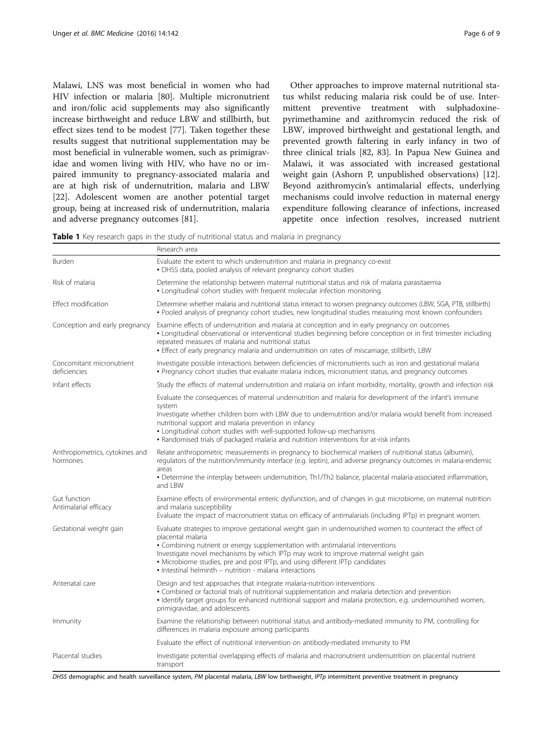Malawi, LNS was most beneficial in women who had HIV infection or malaria [80]. Multiple micronutrient and iron/folic acid supplements may also significantly increase birthweight and reduce LBW and stillbirth, but effect sizes tend to be modest [77]. Taken together these results suggest that nutritional supplementation may be most beneficial in vulnerable women, such as primigravidae and women living with HIV, who have no or impaired immunity to pregnancy-associated malaria and are at high risk of undernutrition, malaria and LBW [22]. Adolescent women are another potential target group, being at increased risk of undernutrition, malaria and adverse pregnancy outcomes [81].

Other approaches to improve maternal nutritional status whilst reducing malaria risk could be of use. Intermittent preventive treatment with sulphadoxine-pyrimethamine and azithromycin reduced the risk of LBW, improved birthweight and gestational length, and prevented growth faltering in early infancy in two of three clinical trials [82, 83]. In Papua New Guinea and Malawi, it was associated with increased gestational weight gain (Ashorn P, unpublished observations) [12]. Beyond azithromycin's antimalarial effects, underlying mechanisms could involve reduction in maternal energy expenditure following clearance of infections, increased appetite once infection resolves, increased nutrient

**Table 1** Key research gaps in the study of nutritional status and malaria in pregnancy

| | Research area |
|---|---|
| Burden | Evaluate the extent to which undernutrition and malaria in pregnancy co-exist<br>• DHSS data, pooled analysis of relevant pregnancy cohort studies |
| Risk of malaria | Determine the relationship between maternal nutritional status and risk of malaria parasitaemia<br>• Longitudinal cohort studies with frequent molecular infection monitoring |
| Effect modification | Determine whether malaria and nutritional status interact to worsen pregnancy outcomes (LBW, SGA, PTB, stillbirth)<br>• Pooled analysis of pregnancy cohort studies, new longitudinal studies measuring most known confounders |
| Conception and early pregnancy | Examine effects of undernutrition and malaria at conception and in early pregnancy on outcomes<br>• Longitudinal observational or interventional studies beginning before conception or in first trimester including repeated measures of malaria and nutritional status<br>• Effect of early pregnancy malaria and undernutrition on rates of miscarriage, stillbirth, LBW |
| Concomitant micronutrient deficiencies | Investigate possible interactions between deficiencies of micronutrients such as iron and gestational malaria<br>• Pregnancy cohort studies that evaluate malaria indices, micronutrient status, and pregnancy outcomes |
| Infant effects | Study the effects of maternal undernutrition and malaria on infant morbidity, mortality, growth and infection risk |
| | Evaluate the consequences of maternal undernutrition and malaria for development of the infant's immune system<br>Investigate whether children born with LBW due to undernutrition and/or malaria would benefit from increased nutritional support and malaria prevention in infancy<br>• Longitudinal cohort studies with well-supported follow-up mechanisms<br>• Randomised trials of packaged malaria and nutrition interventions for at-risk infants |
| Anthropometrics, cytokines and hormones | Relate anthropometric measurements in pregnancy to biochemical markers of nutritional status (albumin), regulators of the nutrition/immunity interface (e.g. leptin), and adverse pregnancy outcomes in malaria-endemic areas<br>• Determine the interplay between undernutrition, Th1/Th2 balance, placental malaria-associated inflammation, and LBW |
| Gut function<br>Antimalarial efficacy | Examine effects of environmental enteric dysfunction, and of changes in gut microbiome, on maternal nutrition and malaria susceptibility<br>Evaluate the impact of macronutrient status on efficacy of antimalarials (including IPTp) in pregnant women. |
| Gestational weight gain | Evaluate strategies to improve gestational weight gain in undernourished women to counteract the effect of placental malaria<br>• Combining nutrient or energy supplementation with antimalarial interventions<br>Investigate novel mechanisms by which IPTp may work to improve maternal weight gain<br>• Microbiome studies, pre and post IPTp, and using different IPTp candidates<br>• Intestinal helminth – nutrition - malaria interactions |
| Antenatal care | Design and test approaches that integrate malaria-nutrition interventions<br>• Combined or factorial trials of nutritional supplementation and malaria detection and prevention<br>• Identify target groups for enhanced nutritional support and malaria protection, e.g. undernourished women, primigravidae, and adolescents. |
| Immunity | Examine the relationship between nutritional status and antibody-mediated immunity to PM, controlling for differences in malaria exposure among participants |
| | Evaluate the effect of nutritional intervention on antibody-mediated immunity to PM |
| Placental studies | Investigate potential overlapping effects of malaria and macronutrient undernutrition on placental nutrient transport |

*DHSS* demographic and health surveillance system, *PM* placental malaria, *LBW* low birthweight, *IPTp* intermittent preventive treatment in pregnancy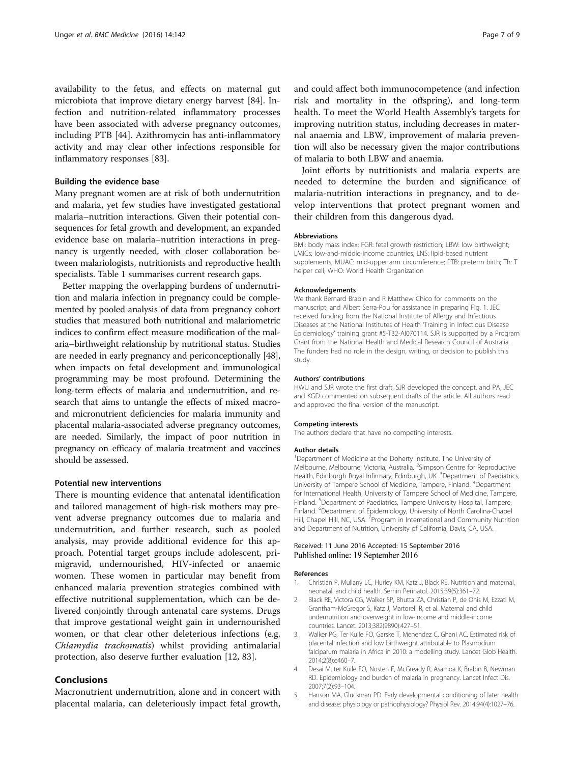availability to the fetus, and effects on maternal gut microbiota that improve dietary energy harvest [84]. Infection and nutrition-related inflammatory processes have been associated with adverse pregnancy outcomes, including PTB [44]. Azithromycin has anti-inflammatory activity and may clear other infections responsible for inflammatory responses [83].

### Building the evidence base

Many pregnant women are at risk of both undernutrition and malaria, yet few studies have investigated gestational malaria–nutrition interactions. Given their potential consequences for fetal growth and development, an expanded evidence base on malaria–nutrition interactions in pregnancy is urgently needed, with closer collaboration between malariologists, nutritionists and reproductive health specialists. Table 1 summarises current research gaps.

Better mapping the overlapping burdens of undernutrition and malaria infection in pregnancy could be complemented by pooled analysis of data from pregnancy cohort studies that measured both nutritional and malariometric indices to confirm effect measure modification of the malaria–birthweight relationship by nutritional status. Studies are needed in early pregnancy and periconceptionally [48], when impacts on fetal development and immunological programming may be most profound. Determining the long-term effects of malaria and undernutrition, and research that aims to untangle the effects of mixed macro- and micronutrient deficiencies for malaria immunity and placental malaria-associated adverse pregnancy outcomes, are needed. Similarly, the impact of poor nutrition in pregnancy on efficacy of malaria treatment and vaccines should be assessed.

### Potential new interventions

There is mounting evidence that antenatal identification and tailored management of high-risk mothers may prevent adverse pregnancy outcomes due to malaria and undernutrition, and further research, such as pooled analysis, may provide additional evidence for this approach. Potential target groups include adolescent, primigravid, undernourished, HIV-infected or anaemic women. These women in particular may benefit from enhanced malaria prevention strategies combined with effective nutritional supplementation, which can be delivered conjointly through antenatal care systems. Drugs that improve gestational weight gain in undernourished women, or that clear other deleterious infections (e.g. *Chlamydia trachomatis*) whilst providing antimalarial protection, also deserve further evaluation [12, 83].

## Conclusions

Macronutrient undernutrition, alone and in concert with placental malaria, can deleteriously impact fetal growth, and could affect both immunocompetence (and infection risk and mortality in the offspring), and long-term health. To meet the World Health Assembly's targets for improving nutrition status, including decreases in maternal anaemia and LBW, improvement of malaria prevention will also be necessary given the major contributions of malaria to both LBW and anaemia.

Joint efforts by nutritionists and malaria experts are needed to determine the burden and significance of malaria-nutrition interactions in pregnancy, and to develop interventions that protect pregnant women and their children from this dangerous dyad.

#### Abbreviations

BMI: body mass index; FGR: fetal growth restriction; LBW: low birthweight; LMICs: low-and-middle-income countries; LNS: lipid-based nutrient supplements; MUAC: mid-upper arm circumference; PTB: preterm birth; Th: T helper cell; WHO: World Health Organization

#### Acknowledgements

We thank Bernard Brabin and R Matthew Chico for comments on the manuscript, and Albert Serra-Pou for assistance in preparing Fig. 1. JEC received funding from the National Institute of Allergy and Infectious Diseases at the National Institutes of Health 'Training in Infectious Disease Epidemiology' training grant #5-T32-AI070114. SJR is supported by a Program Grant from the National Health and Medical Research Council of Australia. The funders had no role in the design, writing, or decision to publish this study.

#### Authors' contributions

HWU and SJR wrote the first draft, SJR developed the concept, and PA, JEC and KGD commented on subsequent drafts of the article. All authors read and approved the final version of the manuscript.

#### Competing interests

The authors declare that have no competing interests.

#### Author details

[1]Department of Medicine at the Doherty Institute, The University of Melbourne, Melbourne, Victoria, Australia. [2]Simpson Centre for Reproductive Health, Edinburgh Royal Infirmary, Edinburgh, UK. [3]Department of Paediatrics, University of Tampere School of Medicine, Tampere, Finland. [4]Department for International Health, University of Tampere School of Medicine, Tampere, Finland. [5]Department of Paediatrics, Tampere University Hospital, Tampere, Finland. [6]Department of Epidemiology, University of North Carolina-Chapel Hill, Chapel Hill, NC, USA. [7]Program in International and Community Nutrition and Department of Nutrition, University of California, Davis, CA, USA.

Received: 11 June 2016 Accepted: 15 September 2016
Published online: 19 September 2016

#### References

1. Christian P, Mullany LC, Hurley KM, Katz J, Black RE. Nutrition and maternal, neonatal, and child health. Semin Perinatol. 2015;39(5):361–72.
2. Black RE, Victora CG, Walker SP, Bhutta ZA, Christian P, de Onis M, Ezzati M, Grantham-McGregor S, Katz J, Martorell R, et al. Maternal and child undernutrition and overweight in low-income and middle-income countries. Lancet. 2013;382(9890):427–51.
3. Walker PG, Ter Kuile FO, Garske T, Menendez C, Ghani AC. Estimated risk of placental infection and low birthweight attributable to Plasmodium falciparum malaria in Africa in 2010: a modelling study. Lancet Glob Health. 2014;2(8):e460–7.
4. Desai M, ter Kuile FO, Nosten F, McGready R, Asamoa K, Brabin B, Newman RD. Epidemiology and burden of malaria in pregnancy. Lancet Infect Dis. 2007;7(2):93–104.
5. Hanson MA, Gluckman PD. Early developmental conditioning of later health and disease: physiology or pathophysiology? Physiol Rev. 2014;94(4):1027–76.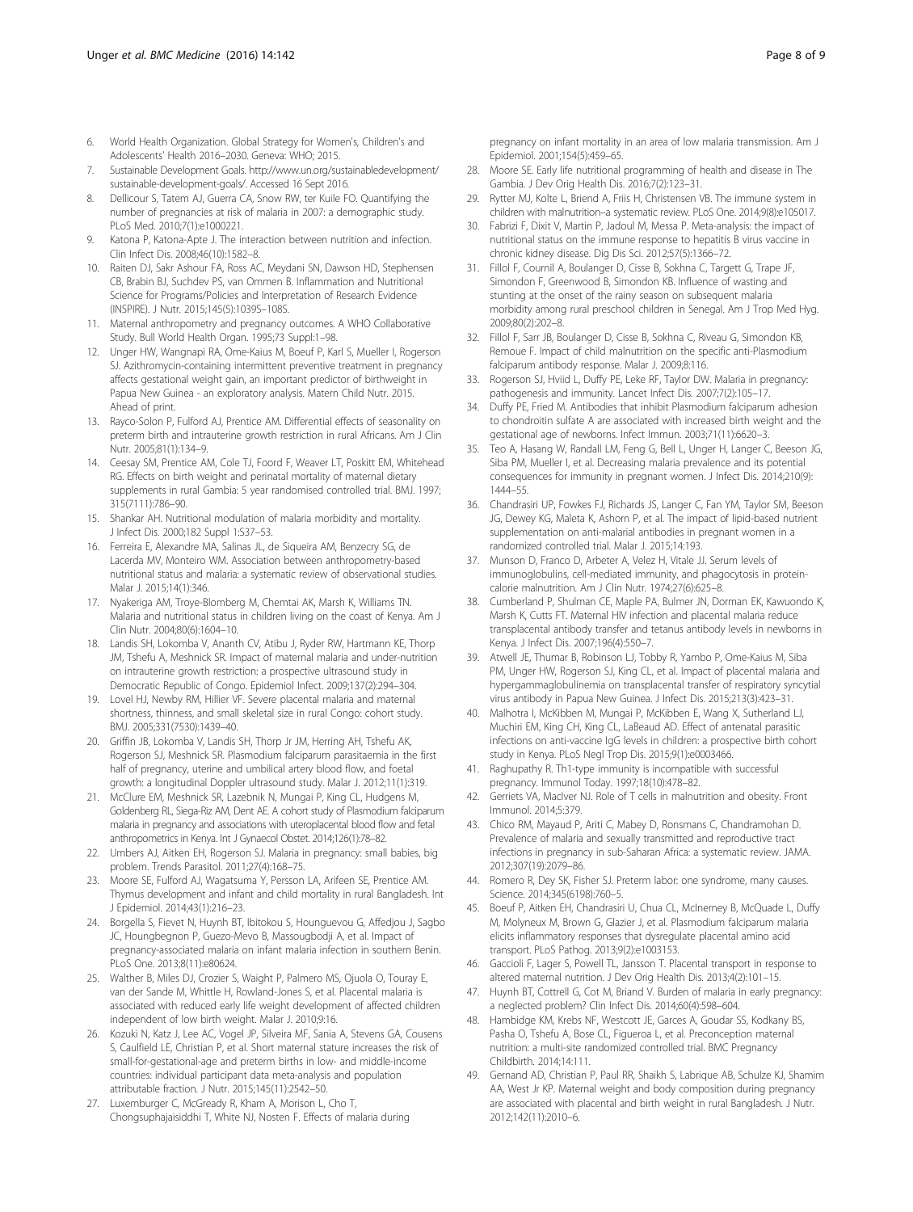6. World Health Organization. Global Strategy for Women's, Children's and Adolescents' Health 2016–2030. Geneva: WHO; 2015.
7. Sustainable Development Goals. http://www.un.org/sustainabledevelopment/sustainable-development-goals/. Accessed 16 Sept 2016.
8. Dellicour S, Tatem AJ, Guerra CA, Snow RW, ter Kuile FO. Quantifying the number of pregnancies at risk of malaria in 2007: a demographic study. PLoS Med. 2010;7(1):e1000221.
9. Katona P, Katona-Apte J. The interaction between nutrition and infection. Clin Infect Dis. 2008;46(10):1582–8.
10. Raiten DJ, Sakr Ashour FA, Ross AC, Meydani SN, Dawson HD, Stephensen CB, Brabin BJ, Suchdev PS, van Ommen B. Inflammation and Nutritional Science for Programs/Policies and Interpretation of Research Evidence (INSPIRE). J Nutr. 2015;145(5):1039S–108S.
11. Maternal anthropometry and pregnancy outcomes. A WHO Collaborative Study. Bull World Health Organ. 1995;73 Suppl:1–98.
12. Unger HW, Wangnapi RA, Ome-Kaius M, Boeuf P, Karl S, Mueller I, Rogerson SJ. Azithromycin-containing intermittent preventive treatment in pregnancy affects gestational weight gain, an important predictor of birthweight in Papua New Guinea - an exploratory analysis. Matern Child Nutr. 2015. Ahead of print.
13. Rayco-Solon P, Fulford AJ, Prentice AM. Differential effects of seasonality on preterm birth and intrauterine growth restriction in rural Africans. Am J Clin Nutr. 2005;81(1):134–9.
14. Ceesay SM, Prentice AM, Cole TJ, Foord F, Weaver LT, Poskitt EM, Whitehead RG. Effects on birth weight and perinatal mortality of maternal dietary supplements in rural Gambia: 5 year randomised controlled trial. BMJ. 1997; 315(7111):786–90.
15. Shankar AH. Nutritional modulation of malaria morbidity and mortality. J Infect Dis. 2000;182 Suppl 1:S37–53.
16. Ferreira E, Alexandre MA, Salinas JL, de Siqueira AM, Benzecry SG, de Lacerda MV, Monteiro WM. Association between anthropometry-based nutritional status and malaria: a systematic review of observational studies. Malar J. 2015;14(1):346.
17. Nyakeriga AM, Troye-Blomberg M, Chemtai AK, Marsh K, Williams TN. Malaria and nutritional status in children living on the coast of Kenya. Am J Clin Nutr. 2004;80(6):1604–10.
18. Landis SH, Lokomba V, Ananth CV, Atibu J, Ryder RW, Hartmann KE, Thorp JM, Tshefu A, Meshnick SR. Impact of maternal malaria and under-nutrition on intrauterine growth restriction: a prospective ultrasound study in Democratic Republic of Congo. Epidemiol Infect. 2009;137(2):294–304.
19. Lovel HJ, Newby RM, Hillier VF. Severe placental malaria and maternal shortness, thinness, and small skeletal size in rural Congo: cohort study. BMJ. 2005;331(7530):1439–40.
20. Griffin JB, Lokomba V, Landis SH, Thorp Jr JM, Herring AH, Tshefu AK, Rogerson SJ, Meshnick SR. Plasmodium falciparum parasitaemia in the first half of pregnancy, uterine and umbilical artery blood flow, and foetal growth: a longitudinal Doppler ultrasound study. Malar J. 2012;11(1):319.
21. McClure EM, Meshnick SR, Lazebnik N, Mungai P, King CL, Hudgens M, Goldenberg RL, Siega-Riz AM, Dent AE. A cohort study of Plasmodium falciparum malaria in pregnancy and associations with uteroplacental blood flow and fetal anthropometrics in Kenya. Int J Gynaecol Obstet. 2014;126(1):78–82.
22. Umbers AJ, Aitken EH, Rogerson SJ. Malaria in pregnancy: small babies, big problem. Trends Parasitol. 2011;27(4):168–75.
23. Moore SE, Fulford AJ, Wagatsuma Y, Persson LA, Arifeen SE, Prentice AM. Thymus development and infant and child mortality in rural Bangladesh. Int J Epidemiol. 2014;43(1):216–23.
24. Borgella S, Fievet N, Huynh BT, Ibitokou S, Hounguevou G, Affedjou J, Sagbo JC, Houngbegnon P, Guezo-Mevo B, Massougbodji A, et al. Impact of pregnancy-associated malaria on infant malaria infection in southern Benin. PLoS One. 2013;8(11):e80624.
25. Walther B, Miles DJ, Crozier S, Waight P, Palmero MS, Ojuola O, Touray E, van der Sande M, Whittle H, Rowland-Jones S, et al. Placental malaria is associated with reduced early life weight development of affected children independent of low birth weight. Malar J. 2010;9:16.
26. Kozuki N, Katz J, Lee AC, Vogel JP, Silveira MF, Sania A, Stevens GA, Cousens S, Caulfield LE, Christian P, et al. Short maternal stature increases the risk of small-for-gestational-age and preterm births in low- and middle-income countries: individual participant data meta-analysis and population attributable fraction. J Nutr. 2015;145(11):2542–50.
27. Luxemburger C, McGready R, Kham A, Morison L, Cho T, Chongsuphajaisiddhi T, White NJ, Nosten F. Effects of malaria during pregnancy on infant mortality in an area of low malaria transmission. Am J Epidemiol. 2001;154(5):459–65.
28. Moore SE. Early life nutritional programming of health and disease in The Gambia. J Dev Orig Health Dis. 2016;7(2):123–31.
29. Rytter MJ, Kolte L, Briend A, Friis H, Christensen VB. The immune system in children with malnutrition–a systematic review. PLoS One. 2014;9(8):e105017.
30. Fabrizi F, Dixit V, Martin P, Jadoul M, Messa P. Meta-analysis: the impact of nutritional status on the immune response to hepatitis B virus vaccine in chronic kidney disease. Dig Dis Sci. 2012;57(5):1366–72.
31. Fillol F, Cournil A, Boulanger D, Cisse B, Sokhna C, Targett G, Trape JF, Simondon F, Greenwood B, Simondon KB. Influence of wasting and stunting at the onset of the rainy season on subsequent malaria morbidity among rural preschool children in Senegal. Am J Trop Med Hyg. 2009;80(2):202–8.
32. Fillol F, Sarr JB, Boulanger D, Cisse B, Sokhna C, Riveau G, Simondon KB, Remoue F. Impact of child malnutrition on the specific anti-Plasmodium falciparum antibody response. Malar J. 2009;8:116.
33. Rogerson SJ, Hviid L, Duffy PE, Leke RF, Taylor DW. Malaria in pregnancy: pathogenesis and immunity. Lancet Infect Dis. 2007;7(2):105–17.
34. Duffy PE, Fried M. Antibodies that inhibit Plasmodium falciparum adhesion to chondroitin sulfate A are associated with increased birth weight and the gestational age of newborns. Infect Immun. 2003;71(11):6620–3.
35. Teo A, Hasang W, Randall LM, Feng G, Bell L, Unger H, Langer C, Beeson JG, Siba PM, Mueller I, et al. Decreasing malaria prevalence and its potential consequences for immunity in pregnant women. J Infect Dis. 2014;210(9): 1444–55.
36. Chandrasiri UP, Fowkes FJ, Richards JS, Langer C, Fan YM, Taylor SM, Beeson JG, Dewey KG, Maleta K, Ashorn P, et al. The impact of lipid-based nutrient supplementation on anti-malarial antibodies in pregnant women in a randomized controlled trial. Malar J. 2015;14:193.
37. Munson D, Franco D, Arbeter A, Velez H, Vitale JJ. Serum levels of immunoglobulins, cell-mediated immunity, and phagocytosis in protein-calorie malnutrition. Am J Clin Nutr. 1974;27(6):625–8.
38. Cumberland P, Shulman CE, Maple PA, Bulmer JN, Dorman EK, Kawuondo K, Marsh K, Cutts FT. Maternal HIV infection and placental malaria reduce transplacental antibody transfer and tetanus antibody levels in newborns in Kenya. J Infect Dis. 2007;196(4):550–7.
39. Atwell JE, Thumar B, Robinson LJ, Tobby R, Yambo P, Ome-Kaius M, Siba PM, Unger HW, Rogerson SJ, King CL, et al. Impact of placental malaria and hypergammaglobulinemia on transplacental transfer of respiratory syncytial virus antibody in Papua New Guinea. J Infect Dis. 2015;213(3):423–31.
40. Malhotra I, McKibben M, Mungai P, McKibben E, Wang X, Sutherland LJ, Muchiri EM, King CH, King CL, LaBeaud AD. Effect of antenatal parasitic infections on anti-vaccine IgG levels in children: a prospective birth cohort study in Kenya. PLoS Negl Trop Dis. 2015;9(1):e0003466.
41. Raghupathy R. Th1-type immunity is incompatible with successful pregnancy. Immunol Today. 1997;18(10):478–82.
42. Gerriets VA, MacIver NJ. Role of T cells in malnutrition and obesity. Front Immunol. 2014;5:379.
43. Chico RM, Mayaud P, Ariti C, Mabey D, Ronsmans C, Chandramohan D. Prevalence of malaria and sexually transmitted and reproductive tract infections in pregnancy in sub-Saharan Africa: a systematic review. JAMA. 2012;307(19):2079–86.
44. Romero R, Dey SK, Fisher SJ. Preterm labor: one syndrome, many causes. Science. 2014;345(6198):760–5.
45. Boeuf P, Aitken EH, Chandrasiri U, Chua CL, McInerney B, McQuade L, Duffy M, Molyneux M, Brown G, Glazier J, et al. Plasmodium falciparum malaria elicits inflammatory responses that dysregulate placental amino acid transport. PLoS Pathog. 2013;9(2):e1003153.
46. Gaccioli F, Lager S, Powell TL, Jansson T. Placental transport in response to altered maternal nutrition. J Dev Orig Health Dis. 2013;4(2):101–15.
47. Huynh BT, Cottrell G, Cot M, Briand V. Burden of malaria in early pregnancy: a neglected problem? Clin Infect Dis. 2014;60(4):598–604.
48. Hambidge KM, Krebs NF, Westcott JE, Garces A, Goudar SS, Kodkany BS, Pasha O, Tshefu A, Bose CL, Figueroa L, et al. Preconception maternal nutrition: a multi-site randomized controlled trial. BMC Pregnancy Childbirth. 2014;14:111.
49. Gernand AD, Christian P, Paul RR, Shaikh S, Labrique AB, Schulze KJ, Shamim AA, West Jr KP. Maternal weight and body composition during pregnancy are associated with placental and birth weight in rural Bangladesh. J Nutr. 2012;142(11):2010–6.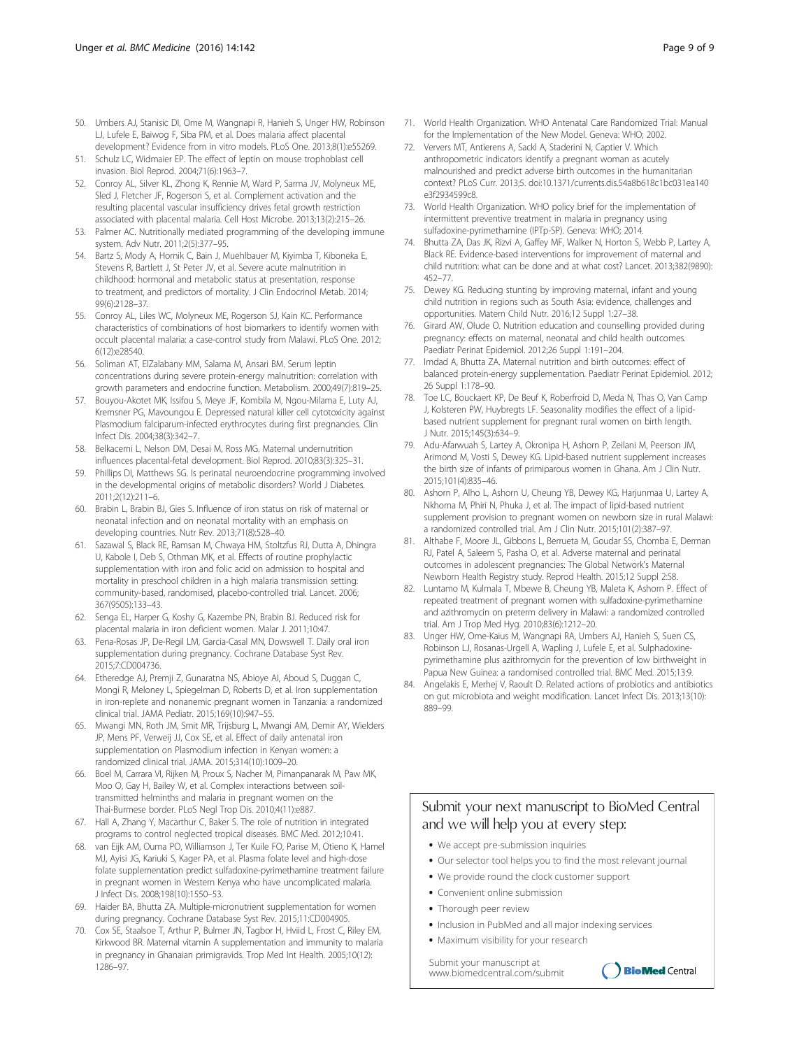50. Umbers AJ, Stanisic DI, Ome M, Wangnapi R, Hanieh S, Unger HW, Robinson LJ, Lufele E, Baiwog F, Siba PM, et al. Does malaria affect placental development? Evidence from in vitro models. PLoS One. 2013;8(1):e55269.
51. Schulz LC, Widmaier EP. The effect of leptin on mouse trophoblast cell invasion. Biol Reprod. 2004;71(6):1963–7.
52. Conroy AL, Silver KL, Zhong K, Rennie M, Ward P, Sarma JV, Molyneux ME, Sled J, Fletcher JF, Rogerson S, et al. Complement activation and the resulting placental vascular insufficiency drives fetal growth restriction associated with placental malaria. Cell Host Microbe. 2013;13(2):215–26.
53. Palmer AC. Nutritionally mediated programming of the developing immune system. Adv Nutr. 2011;2(5):377–95.
54. Bartz S, Mody A, Hornik C, Bain J, Muehlbauer M, Kiyimba T, Kiboneka E, Stevens R, Bartlett J, St Peter JV, et al. Severe acute malnutrition in childhood: hormonal and metabolic status at presentation, response to treatment, and predictors of mortality. J Clin Endocrinol Metab. 2014; 99(6):2128–37.
55. Conroy AL, Liles WC, Molyneux ME, Rogerson SJ, Kain KC. Performance characteristics of combinations of host biomarkers to identify women with occult placental malaria: a case-control study from Malawi. PLoS One. 2012; 6(12):e28540.
56. Soliman AT, ElZalabany MM, Salama M, Ansari BM. Serum leptin concentrations during severe protein-energy malnutrition: correlation with growth parameters and endocrine function. Metabolism. 2000;49(7):819–25.
57. Bouyou-Akotet MK, Issifou S, Meye JF, Kombila M, Ngou-Milama E, Luty AJ, Kremsner PG, Mavoungou E. Depressed natural killer cell cytotoxicity against Plasmodium falciparum-infected erythrocytes during first pregnancies. Clin Infect Dis. 2004;38(3):342–7.
58. Belkacemi L, Nelson DM, Desai M, Ross MG. Maternal undernutrition influences placental-fetal development. Biol Reprod. 2010;83(3):325–31.
59. Phillips DI, Matthews SG. Is perinatal neuroendocrine programming involved in the developmental origins of metabolic disorders? World J Diabetes. 2011;2(12):211–6.
60. Brabin L, Brabin BJ, Gies S. Influence of iron status on risk of maternal or neonatal infection and on neonatal mortality with an emphasis on developing countries. Nutr Rev. 2013;71(8):528–40.
61. Sazawal S, Black RE, Ramsan M, Chwaya HM, Stoltzfus RJ, Dutta A, Dhingra U, Kabole I, Deb S, Othman MK, et al. Effects of routine prophylactic supplementation with iron and folic acid on admission to hospital and mortality in preschool children in a high malaria transmission setting: community-based, randomised, placebo-controlled trial. Lancet. 2006; 367(9505):133–43.
62. Senga EL, Harper G, Koshy G, Kazembe PN, Brabin BJ. Reduced risk for placental malaria in iron deficient women. Malar J. 2011;10:47.
63. Pena-Rosas JP, De-Regil LM, Garcia-Casal MN, Dowswell T. Daily oral iron supplementation during pregnancy. Cochrane Database Syst Rev. 2015;7:CD004736.
64. Etheredge AJ, Premji Z, Gunaratna NS, Abioye AI, Aboud S, Duggan C, Mongi R, Meloney L, Spiegelman D, Roberts D, et al. Iron supplementation in iron-replete and nonanemic pregnant women in Tanzania: a randomized clinical trial. JAMA Pediatr. 2015;169(10):947–55.
65. Mwangi MN, Roth JM, Smit MR, Trijsburg L, Mwangi AM, Demir AY, Wielders JP, Mens PF, Verweij JJ, Cox SE, et al. Effect of daily antenatal iron supplementation on Plasmodium infection in Kenyan women: a randomized clinical trial. JAMA. 2015;314(10):1009–20.
66. Boel M, Carrara VI, Rijken M, Proux S, Nacher M, Pimanpanarak M, Paw MK, Moo O, Gay H, Bailey W, et al. Complex interactions between soil-transmitted helminths and malaria in pregnant women on the Thai-Burmese border. PLoS Negl Trop Dis. 2010;4(11):e887.
67. Hall A, Zhang Y, Macarthur C, Baker S. The role of nutrition in integrated programs to control neglected tropical diseases. BMC Med. 2012;10:41.
68. van Eijk AM, Ouma PO, Williamson J, Ter Kuile FO, Parise M, Otieno K, Hamel MJ, Ayisi JG, Kariuki S, Kager PA, et al. Plasma folate level and high-dose folate supplementation predict sulfadoxine-pyrimethamine treatment failure in pregnant women in Western Kenya who have uncomplicated malaria. J Infect Dis. 2008;198(10):1550–53.
69. Haider BA, Bhutta ZA. Multiple-micronutrient supplementation for women during pregnancy. Cochrane Database Syst Rev. 2015;11:CD004905.
70. Cox SE, Staalsoe T, Arthur P, Bulmer JN, Tagbor H, Hviid L, Frost C, Riley EM, Kirkwood BR. Maternal vitamin A supplementation and immunity to malaria in pregnancy in Ghanaian primigravids. Trop Med Int Health. 2005;10(12): 1286–97.
71. World Health Organization. WHO Antenatal Care Randomized Trial: Manual for the Implementation of the New Model. Geneva: WHO; 2002.
72. Ververs MT, Antierens A, Sackl A, Staderini N, Captier V. Which anthropometric indicators identify a pregnant woman as acutely malnourished and predict adverse birth outcomes in the humanitarian context? PLoS Curr. 2013;5. doi:10.1371/currents.dis.54a8b618c1bc031ea140e3f2934599c8.
73. World Health Organization. WHO policy brief for the implementation of intermittent preventive treatment in malaria in pregnancy using sulfadoxine-pyrimethamine (IPTp-SP). Geneva: WHO; 2014.
74. Bhutta ZA, Das JK, Rizvi A, Gaffey MF, Walker N, Horton S, Webb P, Lartey A, Black RE. Evidence-based interventions for improvement of maternal and child nutrition: what can be done and at what cost? Lancet. 2013;382(9890): 452–77.
75. Dewey KG. Reducing stunting by improving maternal, infant and young child nutrition in regions such as South Asia: evidence, challenges and opportunities. Matern Child Nutr. 2016;12 Suppl 1:27–38.
76. Girard AW, Olude O. Nutrition education and counselling provided during pregnancy: effects on maternal, neonatal and child health outcomes. Paediatr Perinat Epidemiol. 2012;26 Suppl 1:191–204.
77. Imdad A, Bhutta ZA. Maternal nutrition and birth outcomes: effect of balanced protein-energy supplementation. Paediatr Perinat Epidemiol. 2012; 26 Suppl 1:178–90.
78. Toe LC, Bouckaert KP, De Beuf K, Roberfroid D, Meda N, Thas O, Van Camp J, Kolsteren PW, Huybregts LF. Seasonality modifies the effect of a lipid-based nutrient supplement for pregnant rural women on birth length. J Nutr. 2015;145(3):634–9.
79. Adu-Afarwuah S, Lartey A, Okronipa H, Ashorn P, Zeilani M, Peerson JM, Arimond M, Vosti S, Dewey KG. Lipid-based nutrient supplement increases the birth size of infants of primiparous women in Ghana. Am J Clin Nutr. 2015;101(4):835–46.
80. Ashorn P, Alho L, Ashorn U, Cheung YB, Dewey KG, Harjunmaa U, Lartey A, Nkhoma M, Phiri N, Phuka J, et al. The impact of lipid-based nutrient supplement provision to pregnant women on newborn size in rural Malawi: a randomized controlled trial. Am J Clin Nutr. 2015;101(2):387–97.
81. Althabe F, Moore JL, Gibbons L, Berrueta M, Goudar SS, Chomba E, Derman RJ, Patel A, Saleem S, Pasha O, et al. Adverse maternal and perinatal outcomes in adolescent pregnancies: The Global Network's Maternal Newborn Health Registry study. Reprod Health. 2015;12 Suppl 2:S8.
82. Luntamo M, Kulmala T, Mbewe B, Cheung YB, Maleta K, Ashorn P. Effect of repeated treatment of pregnant women with sulfadoxine-pyrimethamine and azithromycin on preterm delivery in Malawi: a randomized controlled trial. Am J Trop Med Hyg. 2010;83(6):1212–20.
83. Unger HW, Ome-Kaius M, Wangnapi RA, Umbers AJ, Hanieh S, Suen CS, Robinson LJ, Rosanas-Urgell A, Wapling J, Lufele E, et al. Sulphadoxine-pyrimethamine plus azithromycin for the prevention of low birthweight in Papua New Guinea: a randomised controlled trial. BMC Med. 2015;13:9.
84. Angelakis E, Merhej V, Raoult D. Related actions of probiotics and antibiotics on gut microbiota and weight modification. Lancet Infect Dis. 2013;13(10): 889–99.

## Submit your next manuscript to BioMed Central and we will help you at every step:

- We accept pre-submission inquiries
- Our selector tool helps you to find the most relevant journal
- We provide round the clock customer support
- Convenient online submission
- Thorough peer review
- Inclusion in PubMed and all major indexing services
- Maximum visibility for your research

Submit your manuscript at
www.biomedcentral.com/submit

BioMed Central